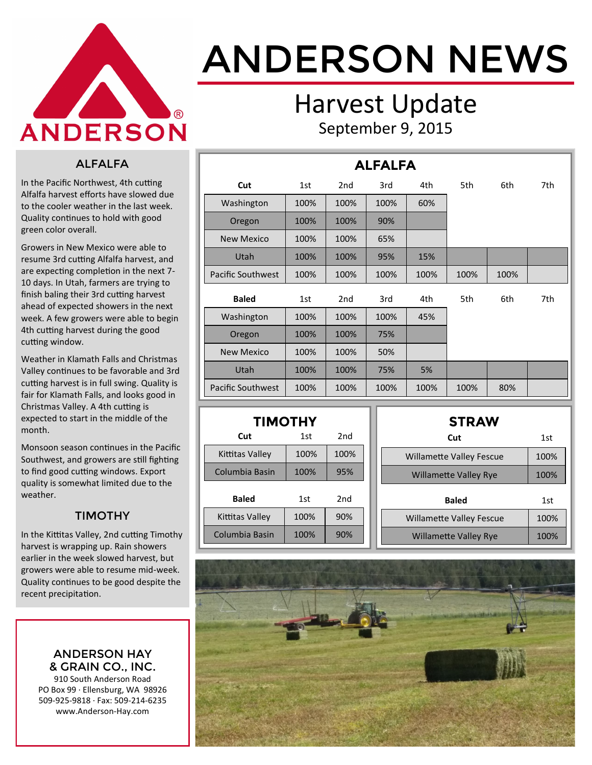# ANDERSON NEWS

## Harvest Update

September 9, 2015

### ALFALFA

In the Pacific Northwest, 4th cutting Alfalfa harvest efforts have slowed due to the cooler weather in the last week. Quality continues to hold with good green color overall.

Growers in New Mexico were able to resume 3rd cutting Alfalfa harvest, and are expecting completion in the next 7-10 days. In Utah, farmers are trying to finish baling their 3rd cutting harvest ahead of expected showers in the next week. A few growers were able to begin 4th cutting harvest during the good cutting window.

Weather in Klamath Falls and Christmas Valley continues to be favorable and 3rd cutting harvest is in full swing. Quality is fair for Klamath Falls, and looks good in Christmas Valley. A 4th cutting is expected to start in the middle of the month.

Monsoon season continues in the Pacific Southwest, and growers are still fighting to find good cutting windows. Export quality is somewhat limited due to the weather.

### TIMOTHY

In the Kittitas Valley, 2nd cutting Timothy harvest is wrapping up. Rain showers earlier in the week slowed harvest, but growers were able to resume mid-week. Quality continues to be good despite the recent precipitation.

### ALFALFA

| Cut | 1st | 2nd | 3rd | 4th | 5th | 6th | 7th |
|---|---|---|---|---|---|---|---|
| Washington | 100% | 100% | 100% | 60% | | | |
| Oregon | 100% | 100% | 90% | | | | |
| New Mexico | 100% | 100% | 65% | | | | |
| Utah | 100% | 100% | 95% | 15% | | | |
| Pacific Southwest | 100% | 100% | 100% | 100% | 100% | 100% | |

| Baled | 1st | 2nd | 3rd | 4th | 5th | 6th | 7th |
|---|---|---|---|---|---|---|---|
| Washington | 100% | 100% | 100% | 45% | | | |
| Oregon | 100% | 100% | 75% | | | | |
| New Mexico | 100% | 100% | 50% | | | | |
| Utah | 100% | 100% | 75% | 5% | | | |
| Pacific Southwest | 100% | 100% | 100% | 100% | 100% | 80% | |

### TIMOTHY

| Cut | 1st | 2nd |
|---|---|---|
| Kittitas Valley | 100% | 100% |
| Columbia Basin | 100% | 95% |

| Baled | 1st | 2nd |
|---|---|---|
| Kittitas Valley | 100% | 90% |
| Columbia Basin | 100% | 90% |

### STRAW

| Cut | 1st |
|---|---|
| Willamette Valley Fescue | 100% |
| Willamette Valley Rye | 100% |

| Baled | 1st |
|---|---|
| Willamette Valley Fescue | 100% |
| Willamette Valley Rye | 100% |

**ANDERSON HAY & GRAIN CO., INC.**
910 South Anderson Road
PO Box 99 · Ellensburg, WA 98926
509-925-9818 · Fax: 509-214-6235
www.Anderson-Hay.com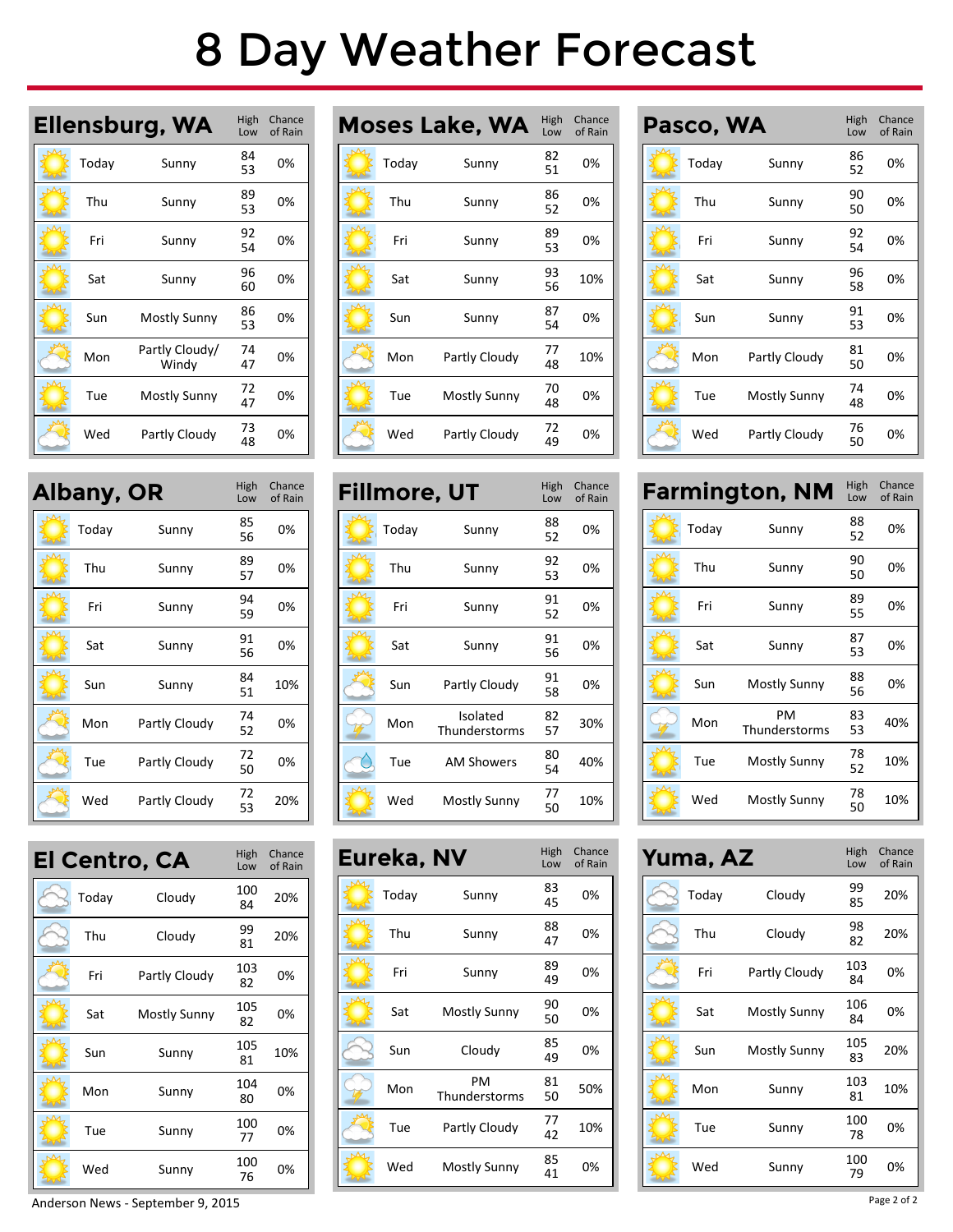# 8 Day Weather Forecast

## Ellensburg, WA

| | | High Low | Chance of Rain |
|---|---|---|---|
| Today | Sunny | 84 53 | 0% |
| Thu | Sunny | 89 53 | 0% |
| Fri | Sunny | 92 54 | 0% |
| Sat | Sunny | 96 60 | 0% |
| Sun | Mostly Sunny | 86 53 | 0% |
| Mon | Partly Cloudy/ Windy | 74 47 | 0% |
| Tue | Mostly Sunny | 72 47 | 0% |
| Wed | Partly Cloudy | 73 48 | 0% |

## Moses Lake, WA

| | | High Low | Chance of Rain |
|---|---|---|---|
| Today | Sunny | 82 51 | 0% |
| Thu | Sunny | 86 52 | 0% |
| Fri | Sunny | 89 53 | 0% |
| Sat | Sunny | 93 56 | 10% |
| Sun | Sunny | 87 54 | 0% |
| Mon | Partly Cloudy | 77 48 | 10% |
| Tue | Mostly Sunny | 70 48 | 0% |
| Wed | Partly Cloudy | 72 49 | 0% |

## Pasco, WA

| | | High Low | Chance of Rain |
|---|---|---|---|
| Today | Sunny | 86 52 | 0% |
| Thu | Sunny | 90 50 | 0% |
| Fri | Sunny | 92 54 | 0% |
| Sat | Sunny | 96 58 | 0% |
| Sun | Sunny | 91 53 | 0% |
| Mon | Partly Cloudy | 81 50 | 0% |
| Tue | Mostly Sunny | 74 48 | 0% |
| Wed | Partly Cloudy | 76 50 | 0% |

## Albany, OR

| | | High Low | Chance of Rain |
|---|---|---|---|
| Today | Sunny | 85 56 | 0% |
| Thu | Sunny | 89 57 | 0% |
| Fri | Sunny | 94 59 | 0% |
| Sat | Sunny | 91 56 | 0% |
| Sun | Sunny | 84 51 | 10% |
| Mon | Partly Cloudy | 74 52 | 0% |
| Tue | Partly Cloudy | 72 50 | 0% |
| Wed | Partly Cloudy | 72 53 | 20% |

## Fillmore, UT

| | | High Low | Chance of Rain |
|---|---|---|---|
| Today | Sunny | 88 52 | 0% |
| Thu | Sunny | 92 53 | 0% |
| Fri | Sunny | 91 52 | 0% |
| Sat | Sunny | 91 56 | 0% |
| Sun | Partly Cloudy | 91 58 | 0% |
| Mon | Isolated Thunderstorms | 82 57 | 30% |
| Tue | AM Showers | 80 54 | 40% |
| Wed | Mostly Sunny | 77 50 | 10% |

## Farmington, NM

| | | High Low | Chance of Rain |
|---|---|---|---|
| Today | Sunny | 88 52 | 0% |
| Thu | Sunny | 90 50 | 0% |
| Fri | Sunny | 89 55 | 0% |
| Sat | Sunny | 87 53 | 0% |
| Sun | Mostly Sunny | 88 56 | 0% |
| Mon | PM Thunderstorms | 83 53 | 40% |
| Tue | Mostly Sunny | 78 52 | 10% |
| Wed | Mostly Sunny | 78 50 | 10% |

## El Centro, CA

| | | High Low | Chance of Rain |
|---|---|---|---|
| Today | Cloudy | 100 84 | 20% |
| Thu | Cloudy | 99 81 | 20% |
| Fri | Partly Cloudy | 103 82 | 0% |
| Sat | Mostly Sunny | 105 82 | 0% |
| Sun | Sunny | 105 81 | 10% |
| Mon | Sunny | 104 80 | 0% |
| Tue | Sunny | 100 77 | 0% |
| Wed | Sunny | 100 76 | 0% |

## Eureka, NV

| | | High Low | Chance of Rain |
|---|---|---|---|
| Today | Sunny | 83 45 | 0% |
| Thu | Sunny | 88 47 | 0% |
| Fri | Sunny | 89 49 | 0% |
| Sat | Mostly Sunny | 90 50 | 0% |
| Sun | Cloudy | 85 49 | 0% |
| Mon | PM Thunderstorms | 81 50 | 50% |
| Tue | Partly Cloudy | 77 42 | 10% |
| Wed | Mostly Sunny | 85 41 | 0% |

## Yuma, AZ

| | | High Low | Chance of Rain |
|---|---|---|---|
| Today | Cloudy | 99 85 | 20% |
| Thu | Cloudy | 98 82 | 20% |
| Fri | Partly Cloudy | 103 84 | 0% |
| Sat | Mostly Sunny | 106 84 | 0% |
| Sun | Mostly Sunny | 105 83 | 20% |
| Mon | Sunny | 103 81 | 10% |
| Tue | Sunny | 100 78 | 0% |
| Wed | Sunny | 100 79 | 0% |

Anderson News - September 9, 2015